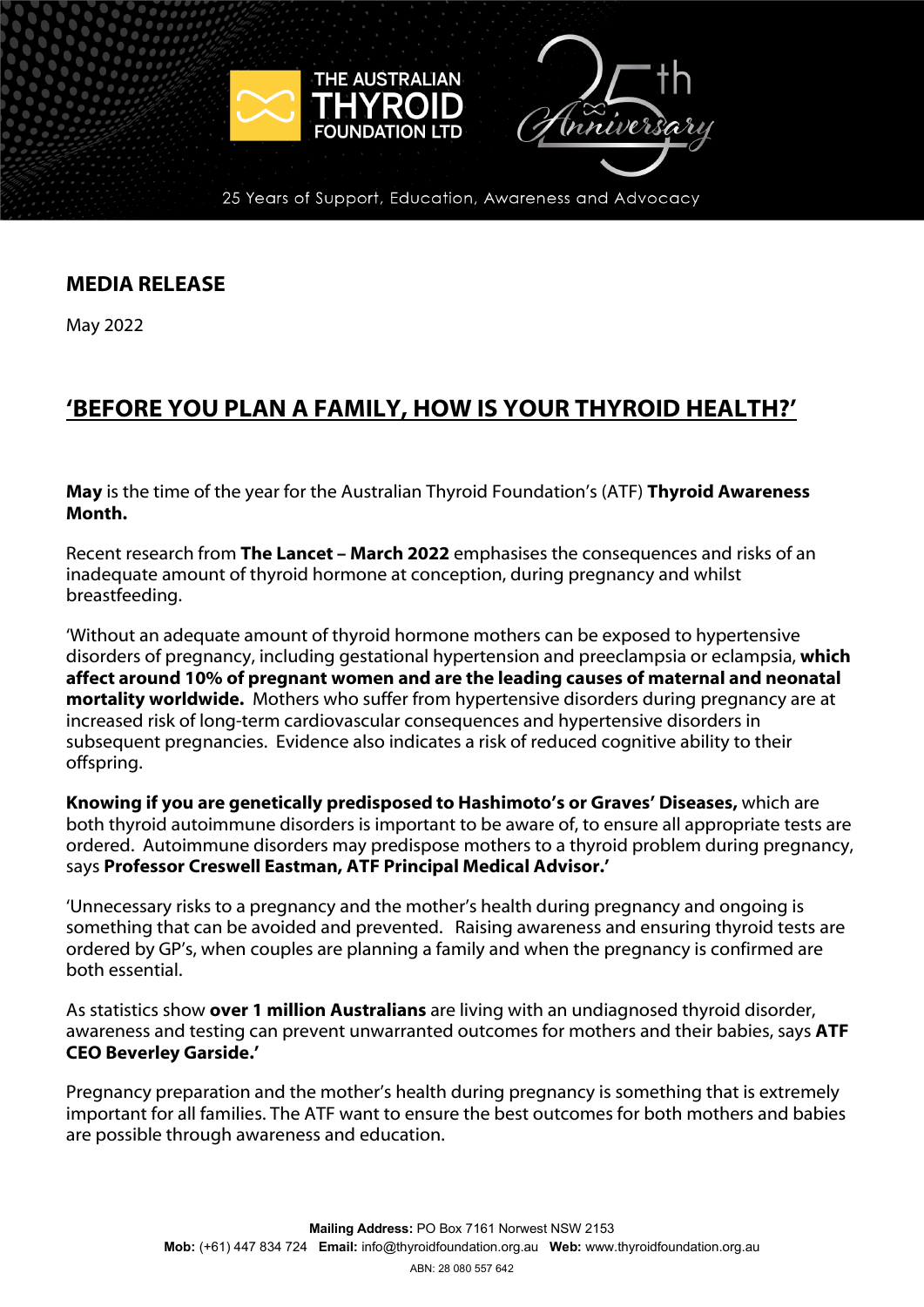THE AUSTRALIAN THYROID FOUNDATION LTD

25th Anniversary

25 Years of Support, Education, Awareness and Advocacy

## MEDIA RELEASE

May 2022

# 'BEFORE YOU PLAN A FAMILY, HOW IS YOUR THYROID HEALTH?'

**May** is the time of the year for the Australian Thyroid Foundation's (ATF) **Thyroid Awareness Month.**

Recent research from **The Lancet – March 2022** emphasises the consequences and risks of an inadequate amount of thyroid hormone at conception, during pregnancy and whilst breastfeeding.

'Without an adequate amount of thyroid hormone mothers can be exposed to hypertensive disorders of pregnancy, including gestational hypertension and preeclampsia or eclampsia, **which affect around 10% of pregnant women and are the leading causes of maternal and neonatal mortality worldwide.** Mothers who suffer from hypertensive disorders during pregnancy are at increased risk of long-term cardiovascular consequences and hypertensive disorders in subsequent pregnancies. Evidence also indicates a risk of reduced cognitive ability to their offspring.

**Knowing if you are genetically predisposed to Hashimoto's or Graves' Diseases,** which are both thyroid autoimmune disorders is important to be aware of, to ensure all appropriate tests are ordered. Autoimmune disorders may predispose mothers to a thyroid problem during pregnancy, says **Professor Creswell Eastman, ATF Principal Medical Advisor.'**

'Unnecessary risks to a pregnancy and the mother's health during pregnancy and ongoing is something that can be avoided and prevented. Raising awareness and ensuring thyroid tests are ordered by GP's, when couples are planning a family and when the pregnancy is confirmed are both essential.

As statistics show **over 1 million Australians** are living with an undiagnosed thyroid disorder, awareness and testing can prevent unwarranted outcomes for mothers and their babies, says **ATF CEO Beverley Garside.'**

Pregnancy preparation and the mother's health during pregnancy is something that is extremely important for all families. The ATF want to ensure the best outcomes for both mothers and babies are possible through awareness and education.

**Mailing Address:** PO Box 7161 Norwest NSW 2153
**Mob:** (+61) 447 834 724 **Email:** info@thyroidfoundation.org.au **Web:** www.thyroidfoundation.org.au
ABN: 28 080 557 642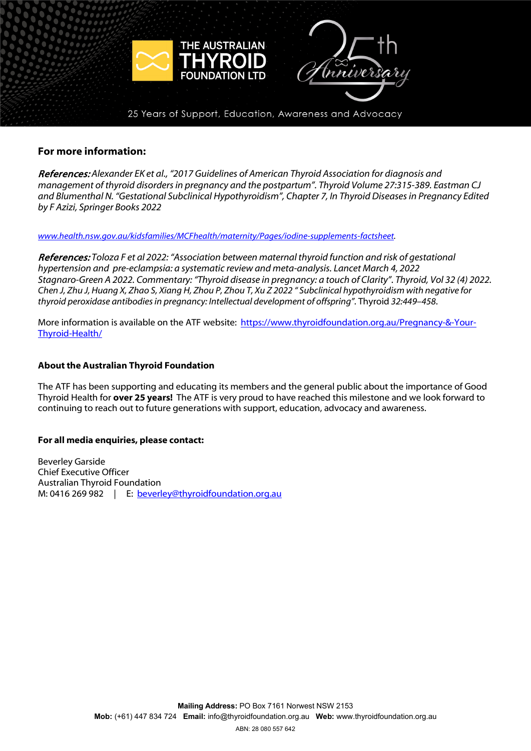### For more information:

***References:*** *Alexander EK et al., "2017 Guidelines of American Thyroid Association for diagnosis and management of thyroid disorders in pregnancy and the postpartum". Thyroid Volume 27:315-389. Eastman CJ and Blumenthal N. "Gestational Subclinical Hypothyroidism", Chapter 7, In Thyroid Diseases in Pregnancy Edited by F Azizi, Springer Books 2022*

*[www.health.nsw.gov.au/kidsfamilies/MCFhealth/maternity/Pages/iodine-supplements-factsheet](www.health.nsw.gov.au/kidsfamilies/MCFhealth/maternity/Pages/iodine-supplements-factsheet).*

***References:*** *Toloza F et al 2022: "Association between maternal thyroid function and risk of gestational hypertension and pre-eclampsia: a systematic review and meta-analysis. Lancet March 4, 2022 Stagnaro-Green A 2022. Commentary: "Thyroid disease in pregnancy: a touch of Clarity". Thyroid, Vol 32 (4) 2022. Chen J, Zhu J, Huang X, Zhao S, Xiang H, Zhou P, Zhou T, Xu Z 2022 " Subclinical hypothyroidism with negative for thyroid peroxidase antibodies in pregnancy: Intellectual development of offspring".* Thyroid *32:449–458.*

More information is available on the ATF website: [https://www.thyroidfoundation.org.au/Pregnancy-&-Your-Thyroid-Health/](https://www.thyroidfoundation.org.au/Pregnancy-&-Your-Thyroid-Health/)

### About the Australian Thyroid Foundation

The ATF has been supporting and educating its members and the general public about the importance of Good Thyroid Health for **over 25 years!** The ATF is very proud to have reached this milestone and we look forward to continuing to reach out to future generations with support, education, advocacy and awareness.

### For all media enquiries, please contact:

Beverley Garside
Chief Executive Officer
Australian Thyroid Foundation
M: 0416 269 982 | E: [beverley@thyroidfoundation.org.au](mailto:beverley@thyroidfoundation.org.au)

**Mailing Address:** PO Box 7161 Norwest NSW 2153
**Mob:** (+61) 447 834 724 **Email:** info@thyroidfoundation.org.au **Web:** www.thyroidfoundation.org.au
ABN: 28 080 557 642